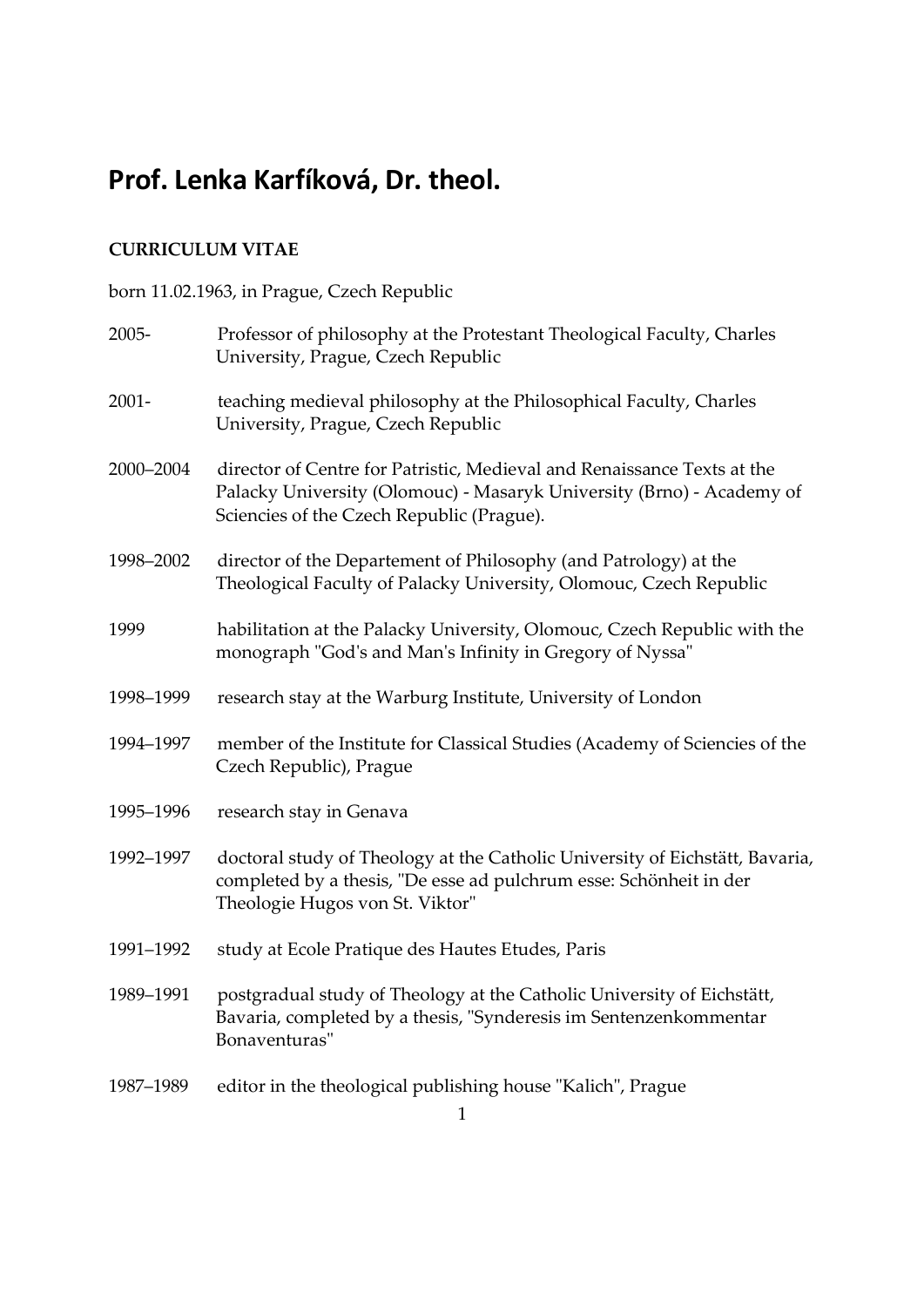# Prof. Lenka Karfíková, Dr. theol.

**CURRICULUM VITAE**

born 11.02.1963, in Prague, Czech Republic

| | |
|---|---|
| 2005- | Professor of philosophy at the Protestant Theological Faculty, Charles University, Prague, Czech Republic |
| 2001- | teaching medieval philosophy at the Philosophical Faculty, Charles University, Prague, Czech Republic |
| 2000–2004 | director of Centre for Patristic, Medieval and Renaissance Texts at the Palacky University (Olomouc) - Masaryk University (Brno) - Academy of Sciencies of the Czech Republic (Prague). |
| 1998–2002 | director of the Departement of Philosophy (and Patrology) at the Theological Faculty of Palacky University, Olomouc, Czech Republic |
| 1999 | habilitation at the Palacky University, Olomouc, Czech Republic with the monograph "God's and Man's Infinity in Gregory of Nyssa" |
| 1998–1999 | research stay at the Warburg Institute, University of London |
| 1994–1997 | member of the Institute for Classical Studies (Academy of Sciencies of the Czech Republic), Prague |
| 1995–1996 | research stay in Genava |
| 1992–1997 | doctoral study of Theology at the Catholic University of Eichstätt, Bavaria, completed by a thesis, "De esse ad pulchrum esse: Schönheit in der Theologie Hugos von St. Viktor" |
| 1991–1992 | study at Ecole Pratique des Hautes Etudes, Paris |
| 1989–1991 | postgradual study of Theology at the Catholic University of Eichstätt, Bavaria, completed by a thesis, "Synderesis im Sentenzenkommentar Bonaventuras" |
| 1987–1989 | editor in the theological publishing house "Kalich", Prague |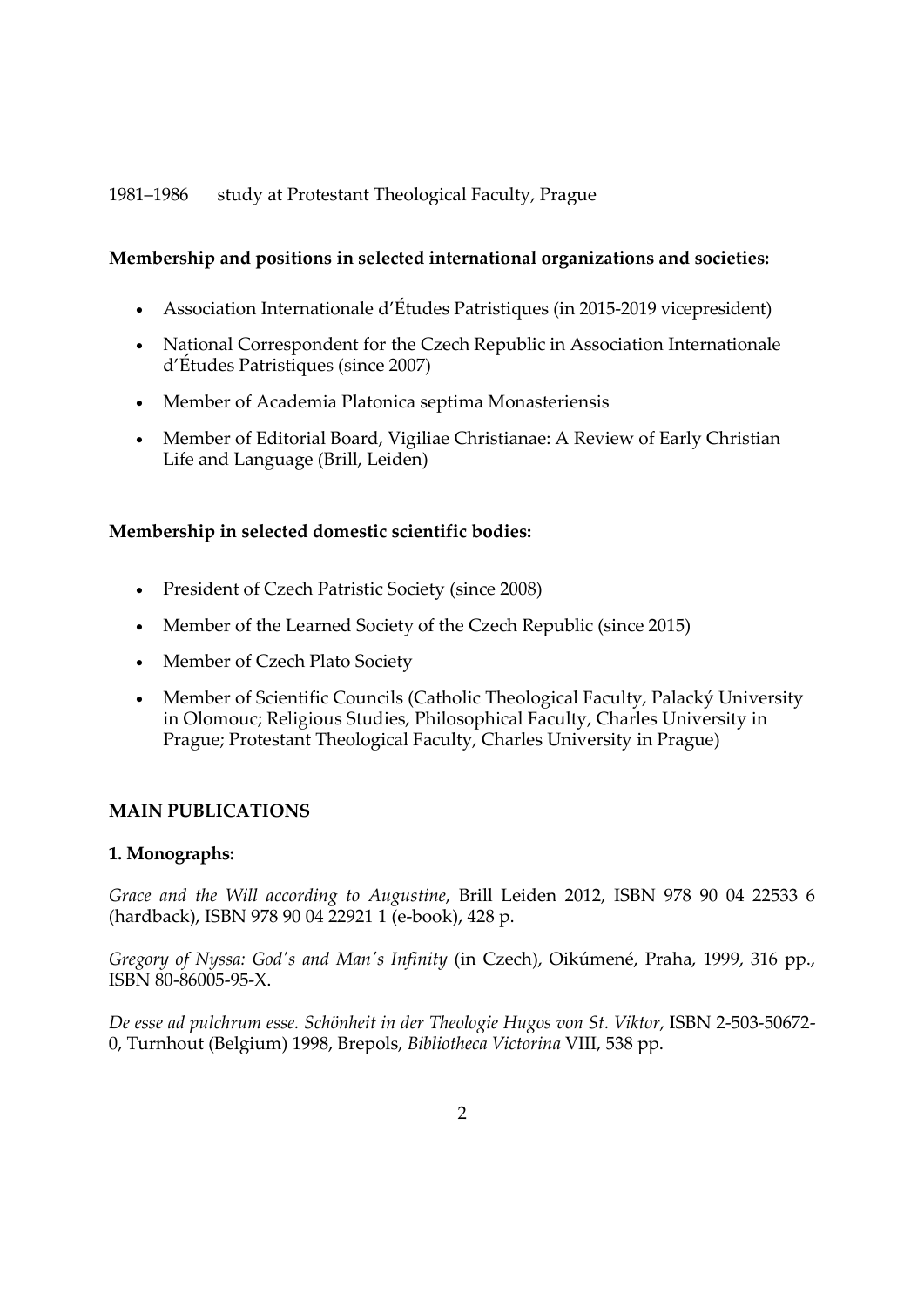1981–1986 study at Protestant Theological Faculty, Prague

**Membership and positions in selected international organizations and societies:**

- Association Internationale d'Études Patristiques (in 2015-2019 vicepresident)
- National Correspondent for the Czech Republic in Association Internationale d'Études Patristiques (since 2007)
- Member of Academia Platonica septima Monasteriensis
- Member of Editorial Board, Vigiliae Christianae: A Review of Early Christian Life and Language (Brill, Leiden)

**Membership in selected domestic scientific bodies:**

- President of Czech Patristic Society (since 2008)
- Member of the Learned Society of the Czech Republic (since 2015)
- Member of Czech Plato Society
- Member of Scientific Councils (Catholic Theological Faculty, Palacký University in Olomouc; Religious Studies, Philosophical Faculty, Charles University in Prague; Protestant Theological Faculty, Charles University in Prague)

## MAIN PUBLICATIONS

### 1. Monographs:

*Grace and the Will according to Augustine*, Brill Leiden 2012, ISBN 978 90 04 22533 6 (hardback), ISBN 978 90 04 22921 1 (e-book), 428 p.

*Gregory of Nyssa: God's and Man's Infinity* (in Czech), Oikúmené, Praha, 1999, 316 pp., ISBN 80-86005-95-X.

*De esse ad pulchrum esse. Schönheit in der Theologie Hugos von St. Viktor*, ISBN 2-503-50672-0, Turnhout (Belgium) 1998, Brepols, *Bibliotheca Victorina* VIII, 538 pp.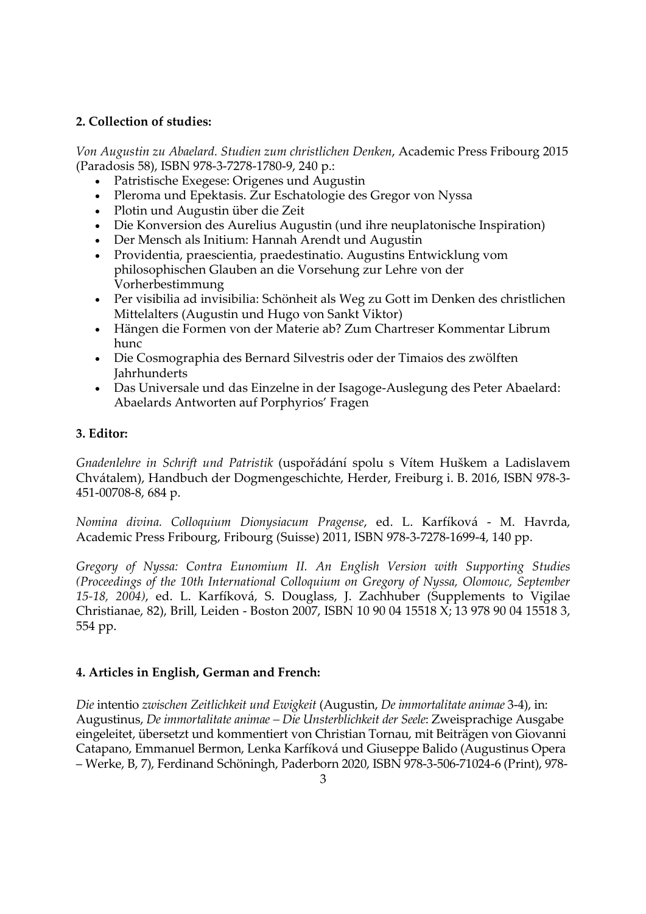### 2. Collection of studies:

*Von Augustin zu Abaelard. Studien zum christlichen Denken*, Academic Press Fribourg 2015 (Paradosis 58), ISBN 978-3-7278-1780-9, 240 p.:

- Patristische Exegese: Origenes und Augustin
- Pleroma und Epektasis. Zur Eschatologie des Gregor von Nyssa
- Plotin und Augustin über die Zeit
- Die Konversion des Aurelius Augustin (und ihre neuplatonische Inspiration)
- Der Mensch als Initium: Hannah Arendt und Augustin
- Providentia, praescientia, praedestinatio. Augustins Entwicklung vom philosophischen Glauben an die Vorsehung zur Lehre von der Vorherbestimmung
- Per visibilia ad invisibilia: Schönheit als Weg zu Gott im Denken des christlichen Mittelalters (Augustin und Hugo von Sankt Viktor)
- Hängen die Formen von der Materie ab? Zum Chartreser Kommentar Librum hunc
- Die Cosmographia des Bernard Silvestris oder der Timaios des zwölften Jahrhunderts
- Das Universale und das Einzelne in der Isagoge-Auslegung des Peter Abaelard: Abaelards Antworten auf Porphyrios' Fragen

### 3. Editor:

*Gnadenlehre in Schrift und Patristik* (uspořádání spolu s Vítem Huškem a Ladislavem Chvátalem), Handbuch der Dogmengeschichte, Herder, Freiburg i. B. 2016, ISBN 978-3-451-00708-8, 684 p.

*Nomina divina. Colloquium Dionysiacum Pragense*, ed. L. Karfíková - M. Havrda, Academic Press Fribourg, Fribourg (Suisse) 2011, ISBN 978-3-7278-1699-4, 140 pp.

*Gregory of Nyssa: Contra Eunomium II. An English Version with Supporting Studies (Proceedings of the 10th International Colloquium on Gregory of Nyssa, Olomouc, September 15-18, 2004)*, ed. L. Karfíková, S. Douglass, J. Zachhuber (Supplements to Vigilae Christianae, 82), Brill, Leiden - Boston 2007, ISBN 10 90 04 15518 X; 13 978 90 04 15518 3, 554 pp.

### 4. Articles in English, German and French:

*Die* intentio *zwischen Zeitlichkeit und Ewigkeit* (Augustin, *De immortalitate animae* 3-4), in: Augustinus, *De immortalitate animae – Die Unsterblichkeit der Seele*: Zweisprachige Ausgabe eingeleitet, übersetzt und kommentiert von Christian Tornau, mit Beiträgen von Giovanni Catapano, Emmanuel Bermon, Lenka Karfíková und Giuseppe Balido (Augustinus Opera – Werke, B, 7), Ferdinand Schöningh, Paderborn 2020, ISBN 978-3-506-71024-6 (Print), 978-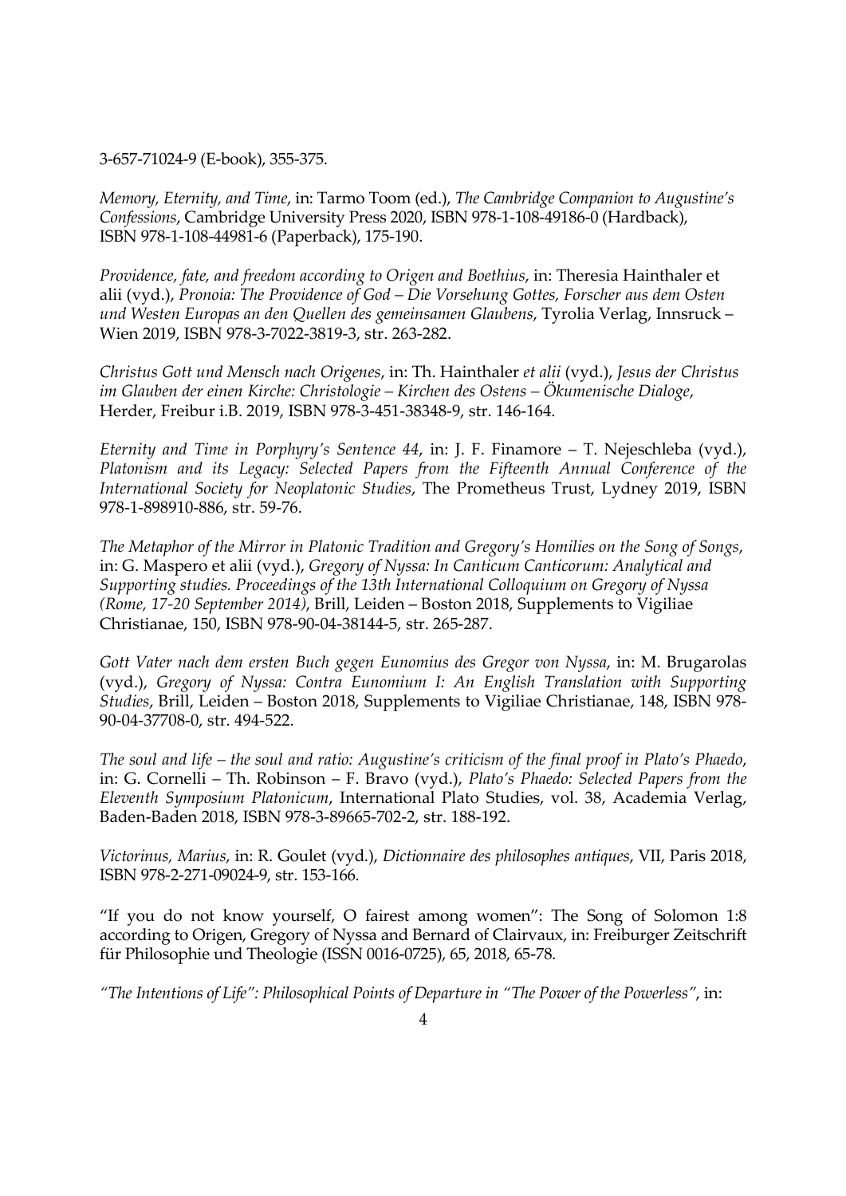3-657-71024-9 (E-book), 355-375.

*Memory, Eternity, and Time*, in: Tarmo Toom (ed.), *The Cambridge Companion to Augustine's Confessions*, Cambridge University Press 2020, ISBN 978-1-108-49186-0 (Hardback), ISBN 978-1-108-44981-6 (Paperback), 175-190.

*Providence, fate, and freedom according to Origen and Boethius*, in: Theresia Hainthaler et alii (vyd.), *Pronoia: The Providence of God – Die Vorsehung Gottes, Forscher aus dem Osten und Westen Europas an den Quellen des gemeinsamen Glaubens*, Tyrolia Verlag, Innsruck – Wien 2019, ISBN 978-3-7022-3819-3, str. 263-282.

*Christus Gott und Mensch nach Origenes*, in: Th. Hainthaler *et alii* (vyd.), *Jesus der Christus im Glauben der einen Kirche: Christologie – Kirchen des Ostens – Ökumenische Dialoge*, Herder, Freibur i.B. 2019, ISBN 978-3-451-38348-9, str. 146-164.

*Eternity and Time in Porphyry's Sentence 44*, in: J. F. Finamore – T. Nejeschleba (vyd.), *Platonism and its Legacy: Selected Papers from the Fifteenth Annual Conference of the International Society for Neoplatonic Studies*, The Prometheus Trust, Lydney 2019, ISBN 978-1-898910-886, str. 59-76.

*The Metaphor of the Mirror in Platonic Tradition and Gregory's Homilies on the Song of Songs*, in: G. Maspero et alii (vyd.), *Gregory of Nyssa: In Canticum Canticorum: Analytical and Supporting studies. Proceedings of the 13th International Colloquium on Gregory of Nyssa (Rome, 17-20 September 2014)*, Brill, Leiden – Boston 2018, Supplements to Vigiliae Christianae, 150, ISBN 978-90-04-38144-5, str. 265-287.

*Gott Vater nach dem ersten Buch gegen Eunomius des Gregor von Nyssa*, in: M. Brugarolas (vyd.), *Gregory of Nyssa: Contra Eunomium I: An English Translation with Supporting Studies*, Brill, Leiden – Boston 2018, Supplements to Vigiliae Christianae, 148, ISBN 978-90-04-37708-0, str. 494-522.

*The soul and life – the soul and ratio: Augustine's criticism of the final proof in Plato's Phaedo*, in: G. Cornelli – Th. Robinson – F. Bravo (vyd.), *Plato's Phaedo: Selected Papers from the Eleventh Symposium Platonicum*, International Plato Studies, vol. 38, Academia Verlag, Baden-Baden 2018, ISBN 978-3-89665-702-2, str. 188-192.

*Victorinus, Marius*, in: R. Goulet (vyd.), *Dictionnaire des philosophes antiques*, VII, Paris 2018, ISBN 978-2-271-09024-9, str. 153-166.

"If you do not know yourself, O fairest among women": The Song of Solomon 1:8 according to Origen, Gregory of Nyssa and Bernard of Clairvaux, in: Freiburger Zeitschrift für Philosophie und Theologie (ISSN 0016-0725), 65, 2018, 65-78.

*"The Intentions of Life": Philosophical Points of Departure in "The Power of the Powerless"*, in: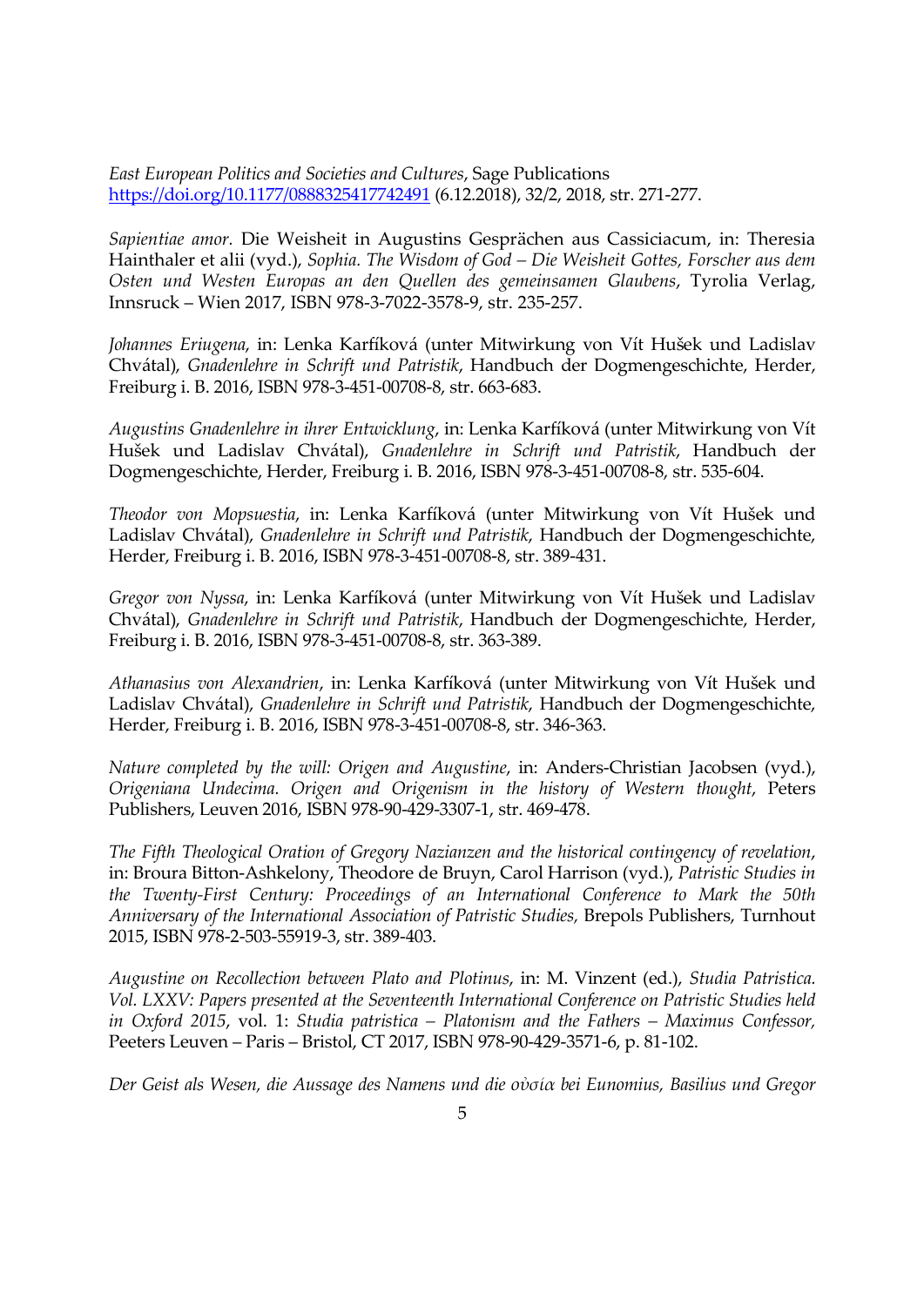*East European Politics and Societies and Cultures*, Sage Publications https://doi.org/10.1177/0888325417742491 (6.12.2018), 32/2, 2018, str. 271-277.

*Sapientiae amor.* Die Weisheit in Augustins Gesprächen aus Cassiciacum, in: Theresia Hainthaler et alii (vyd.), *Sophia. The Wisdom of God – Die Weisheit Gottes, Forscher aus dem Osten und Westen Europas an den Quellen des gemeinsamen Glaubens*, Tyrolia Verlag, Innsruck – Wien 2017, ISBN 978-3-7022-3578-9, str. 235-257.

*Johannes Eriugena*, in: Lenka Karfíková (unter Mitwirkung von Vít Hušek und Ladislav Chvátal), *Gnadenlehre in Schrift und Patristik*, Handbuch der Dogmengeschichte, Herder, Freiburg i. B. 2016, ISBN 978-3-451-00708-8, str. 663-683.

*Augustins Gnadenlehre in ihrer Entwicklung*, in: Lenka Karfíková (unter Mitwirkung von Vít Hušek und Ladislav Chvátal), *Gnadenlehre in Schrift und Patristik*, Handbuch der Dogmengeschichte, Herder, Freiburg i. B. 2016, ISBN 978-3-451-00708-8, str. 535-604.

*Theodor von Mopsuestia*, in: Lenka Karfíková (unter Mitwirkung von Vít Hušek und Ladislav Chvátal), *Gnadenlehre in Schrift und Patristik*, Handbuch der Dogmengeschichte, Herder, Freiburg i. B. 2016, ISBN 978-3-451-00708-8, str. 389-431.

*Gregor von Nyssa*, in: Lenka Karfíková (unter Mitwirkung von Vít Hušek und Ladislav Chvátal), *Gnadenlehre in Schrift und Patristik*, Handbuch der Dogmengeschichte, Herder, Freiburg i. B. 2016, ISBN 978-3-451-00708-8, str. 363-389.

*Athanasius von Alexandrien*, in: Lenka Karfíková (unter Mitwirkung von Vít Hušek und Ladislav Chvátal), *Gnadenlehre in Schrift und Patristik*, Handbuch der Dogmengeschichte, Herder, Freiburg i. B. 2016, ISBN 978-3-451-00708-8, str. 346-363.

*Nature completed by the will: Origen and Augustine*, in: Anders-Christian Jacobsen (vyd.), *Origeniana Undecima. Origen and Origenism in the history of Western thought*, Peters Publishers, Leuven 2016, ISBN 978-90-429-3307-1, str. 469-478.

*The Fifth Theological Oration of Gregory Nazianzen and the historical contingency of revelation*, in: Broura Bitton-Ashkelony, Theodore de Bruyn, Carol Harrison (vyd.), *Patristic Studies in the Twenty-First Century: Proceedings of an International Conference to Mark the 50th Anniversary of the International Association of Patristic Studies,* Brepols Publishers, Turnhout 2015, ISBN 978-2-503-55919-3, str. 389-403.

*Augustine on Recollection between Plato and Plotinus*, in: M. Vinzent (ed.), *Studia Patristica. Vol. LXXV: Papers presented at the Seventeenth International Conference on Patristic Studies held in Oxford 2015*, vol. 1: *Studia patristica – Platonism and the Fathers – Maximus Confessor,* Peeters Leuven – Paris – Bristol, CT 2017, ISBN 978-90-429-3571-6, p. 81-102.

*Der Geist als Wesen, die Aussage des Namens und die οὐσία bei Eunomius, Basilius und Gregor*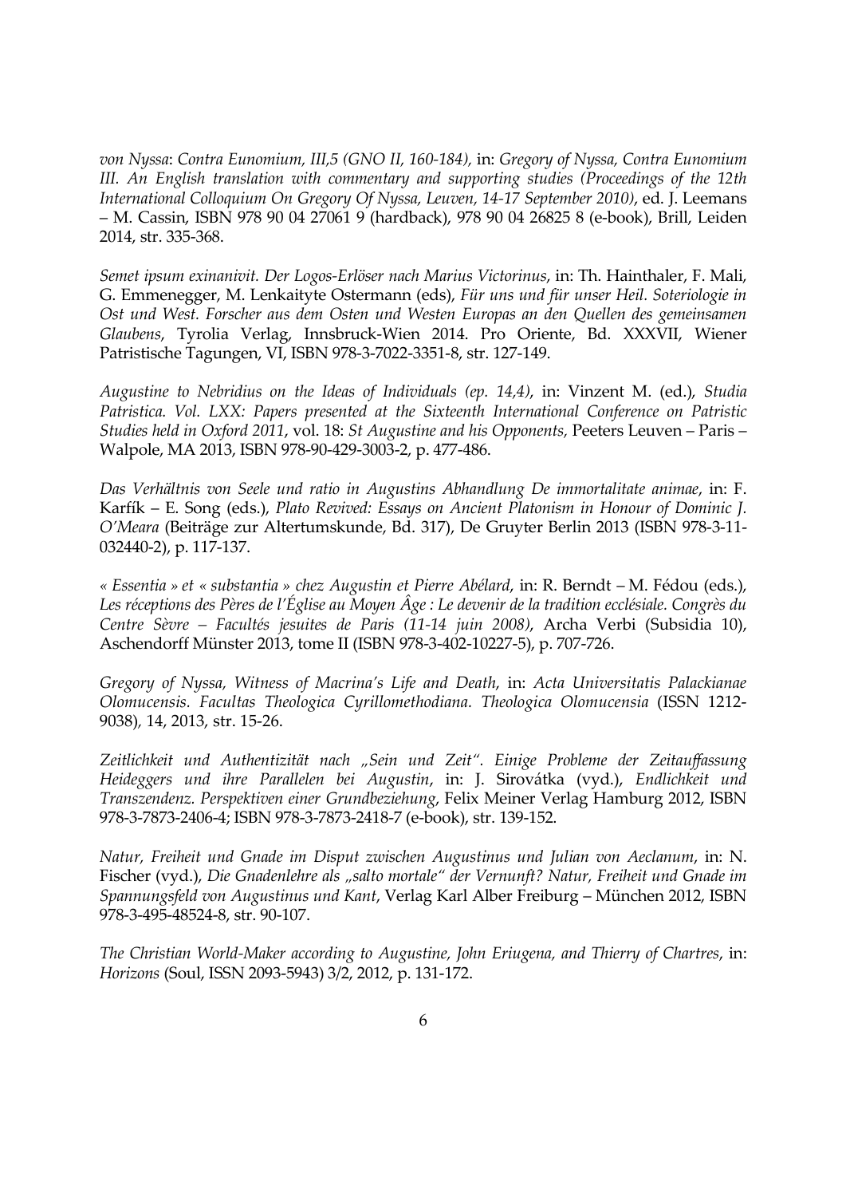*von Nyssa*: *Contra Eunomium, III,5 (GNO II, 160-184),* in: *Gregory of Nyssa, Contra Eunomium III. An English translation with commentary and supporting studies (Proceedings of the 12th International Colloquium On Gregory Of Nyssa, Leuven, 14-17 September 2010)*, ed. J. Leemans – M. Cassin, ISBN 978 90 04 27061 9 (hardback), 978 90 04 26825 8 (e-book), Brill, Leiden 2014, str. 335-368.

*Semet ipsum exinanivit. Der Logos-Erlöser nach Marius Victorinus*, in: Th. Hainthaler, F. Mali, G. Emmenegger, M. Lenkaityte Ostermann (eds), *Für uns und für unser Heil. Soteriologie in Ost und West. Forscher aus dem Osten und Westen Europas an den Quellen des gemeinsamen Glaubens*, Tyrolia Verlag, Innsbruck-Wien 2014. Pro Oriente, Bd. XXXVII, Wiener Patristische Tagungen, VI, ISBN 978-3-7022-3351-8, str. 127-149.

*Augustine to Nebridius on the Ideas of Individuals (ep. 14,4)*, in: Vinzent M. (ed.), *Studia Patristica. Vol. LXX: Papers presented at the Sixteenth International Conference on Patristic Studies held in Oxford 2011*, vol. 18: *St Augustine and his Opponents*, Peeters Leuven – Paris – Walpole, MA 2013, ISBN 978-90-429-3003-2, p. 477-486.

*Das Verhältnis von Seele und ratio in Augustins Abhandlung De immortalitate animae*, in: F. Karfík – E. Song (eds.), *Plato Revived: Essays on Ancient Platonism in Honour of Dominic J. O'Meara* (Beiträge zur Altertumskunde, Bd. 317), De Gruyter Berlin 2013 (ISBN 978-3-11-032440-2), p. 117-137.

*« Essentia » et « substantia » chez Augustin et Pierre Abélard*, in: R. Berndt – M. Fédou (eds.), *Les réceptions des Pères de l'Église au Moyen Âge : Le devenir de la tradition ecclésiale. Congrès du Centre Sèvre – Facultés jesuites de Paris (11-14 juin 2008)*, Archa Verbi (Subsidia 10), Aschendorff Münster 2013, tome II (ISBN 978-3-402-10227-5), p. 707-726.

*Gregory of Nyssa, Witness of Macrina's Life and Death*, in: *Acta Universitatis Palackianae Olomucensis. Facultas Theologica Cyrillomethodiana. Theologica Olomucensia* (ISSN 1212-9038), 14, 2013, str. 15-26.

*Zeitlichkeit und Authentizität nach „Sein und Zeit". Einige Probleme der Zeitauffassung Heideggers und ihre Parallelen bei Augustin*, in: J. Sirovátka (vyd.), *Endlichkeit und Transzendenz. Perspektiven einer Grundbeziehung*, Felix Meiner Verlag Hamburg 2012, ISBN 978-3-7873-2406-4; ISBN 978-3-7873-2418-7 (e-book), str. 139-152.

*Natur, Freiheit und Gnade im Disput zwischen Augustinus und Julian von Aeclanum*, in: N. Fischer (vyd.), *Die Gnadenlehre als „salto mortale" der Vernunft? Natur, Freiheit und Gnade im Spannungsfeld von Augustinus und Kant*, Verlag Karl Alber Freiburg – München 2012, ISBN 978-3-495-48524-8, str. 90-107.

*The Christian World-Maker according to Augustine, John Eriugena, and Thierry of Chartres*, in: *Horizons* (Soul, ISSN 2093-5943) 3/2, 2012, p. 131-172.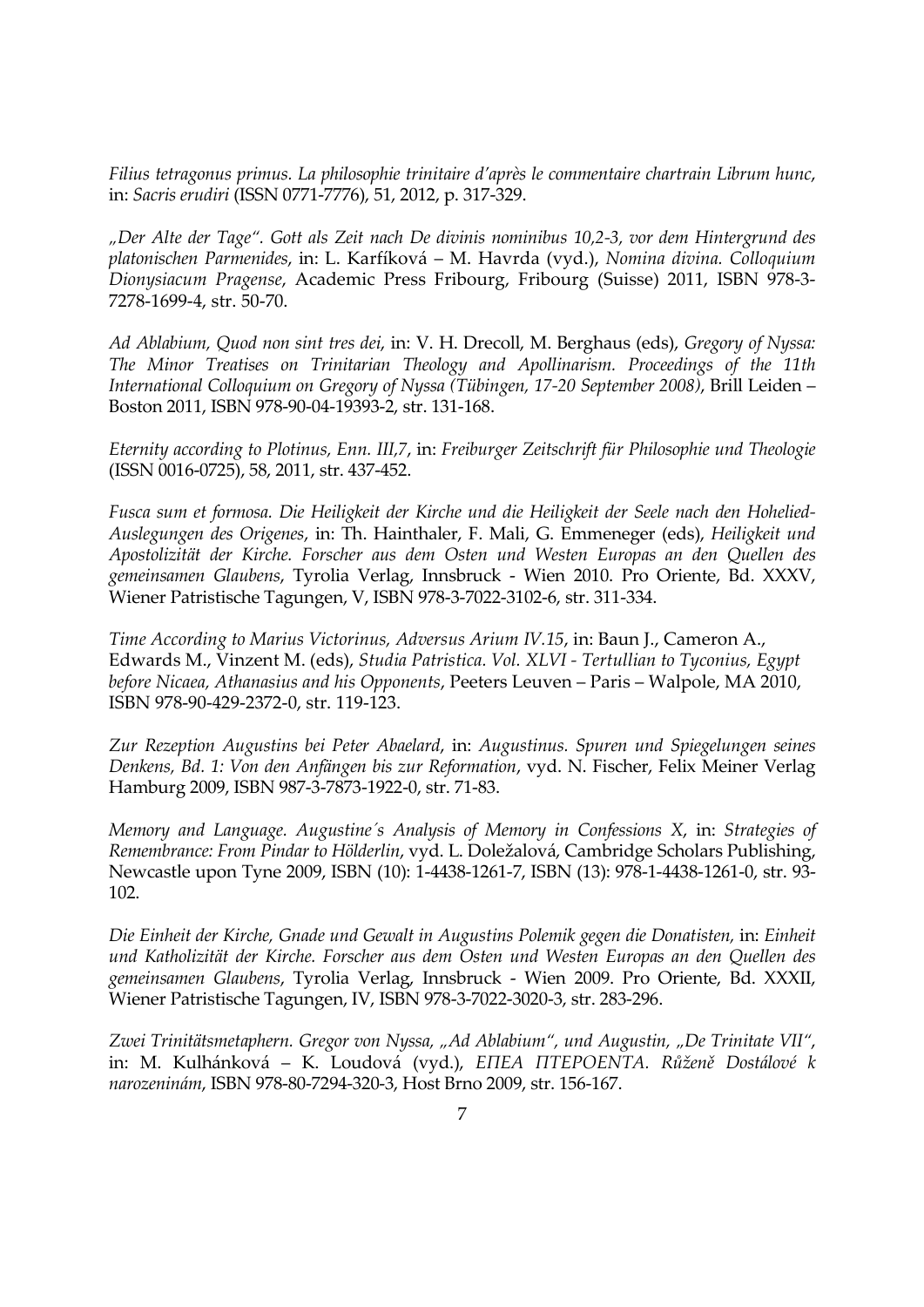*Filius tetragonus primus. La philosophie trinitaire d'après le commentaire chartrain Librum hunc*, in: *Sacris erudiri* (ISSN 0771-7776), 51, 2012, p. 317-329.

*„Der Alte der Tage". Gott als Zeit nach De divinis nominibus 10,2-3, vor dem Hintergrund des platonischen Parmenides*, in: L. Karfíková – M. Havrda (vyd.), *Nomina divina. Colloquium Dionysiacum Pragense*, Academic Press Fribourg, Fribourg (Suisse) 2011, ISBN 978-3-7278-1699-4, str. 50-70.

*Ad Ablabium, Quod non sint tres dei*, in: V. H. Drecoll, M. Berghaus (eds), *Gregory of Nyssa: The Minor Treatises on Trinitarian Theology and Apollinarism. Proceedings of the 11th International Colloquium on Gregory of Nyssa (Tübingen, 17-20 September 2008)*, Brill Leiden – Boston 2011, ISBN 978-90-04-19393-2, str. 131-168.

*Eternity according to Plotinus, Enn. III,7*, in: *Freiburger Zeitschrift für Philosophie und Theologie* (ISSN 0016-0725), 58, 2011, str. 437-452.

*Fusca sum et formosa. Die Heiligkeit der Kirche und die Heiligkeit der Seele nach den Hohelied-Auslegungen des Origenes*, in: Th. Hainthaler, F. Mali, G. Emmeneger (eds), *Heiligkeit und Apostolizität der Kirche. Forscher aus dem Osten und Westen Europas an den Quellen des gemeinsamen Glaubens*, Tyrolia Verlag, Innsbruck - Wien 2010. Pro Oriente, Bd. XXXV, Wiener Patristische Tagungen, V, ISBN 978-3-7022-3102-6, str. 311-334.

*Time According to Marius Victorinus, Adversus Arium IV.15*, in: Baun J., Cameron A., Edwards M., Vinzent M. (eds), *Studia Patristica. Vol. XLVI - Tertullian to Tyconius, Egypt before Nicaea, Athanasius and his Opponents*, Peeters Leuven – Paris – Walpole, MA 2010, ISBN 978-90-429-2372-0, str. 119-123.

*Zur Rezeption Augustins bei Peter Abaelard*, in: *Augustinus. Spuren und Spiegelungen seines Denkens, Bd. 1: Von den Anfängen bis zur Reformation*, vyd. N. Fischer, Felix Meiner Verlag Hamburg 2009, ISBN 987-3-7873-1922-0, str. 71-83.

*Memory and Language. Augustine´s Analysis of Memory in Confessions X*, in: *Strategies of Remembrance: From Pindar to Hölderlin*, vyd. L. Doležalová, Cambridge Scholars Publishing, Newcastle upon Tyne 2009, ISBN (10): 1-4438-1261-7, ISBN (13): 978-1-4438-1261-0, str. 93-102.

*Die Einheit der Kirche, Gnade und Gewalt in Augustins Polemik gegen die Donatisten,* in: *Einheit und Katholizität der Kirche. Forscher aus dem Osten und Westen Europas an den Quellen des gemeinsamen Glaubens*, Tyrolia Verlag, Innsbruck - Wien 2009. Pro Oriente, Bd. XXXII, Wiener Patristische Tagungen, IV, ISBN 978-3-7022-3020-3, str. 283-296.

*Zwei Trinitätsmetaphern. Gregor von Nyssa, „Ad Ablabium", und Augustin, „De Trinitate VII"*, in: M. Kulhánková – K. Loudová (vyd.), *ΕΠΕΑ ΠΤΕΡΟΕΝΤΑ. Růženě Dostálové k narozeninám*, ISBN 978-80-7294-320-3, Host Brno 2009, str. 156-167.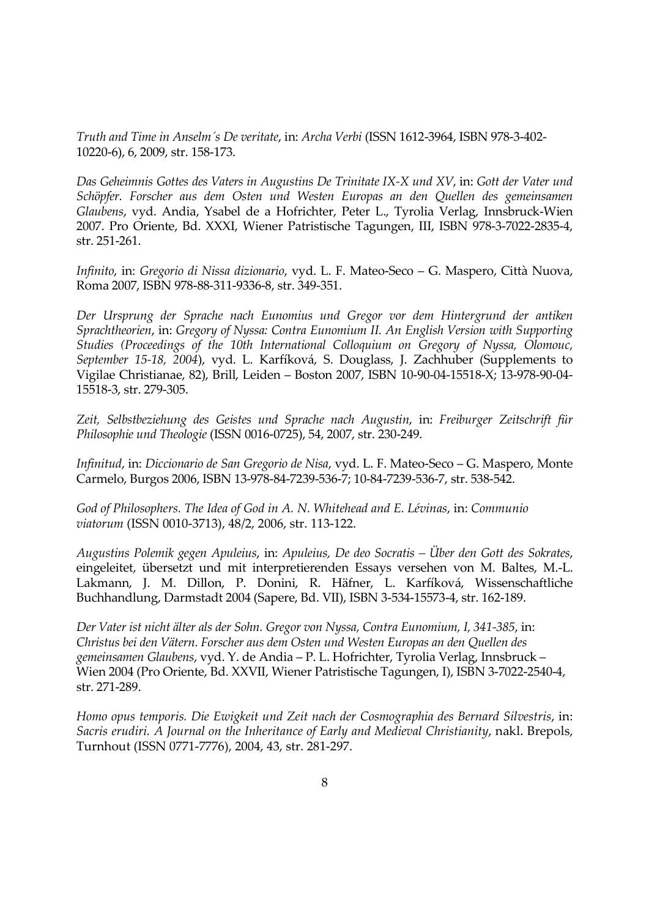*Truth and Time in Anselm´s De veritate*, in: *Archa Verbi* (ISSN 1612-3964, ISBN 978-3-402-10220-6), 6, 2009, str. 158-173.

*Das Geheimnis Gottes des Vaters in Augustins De Trinitate IX-X und XV*, in: *Gott der Vater und Schöpfer. Forscher aus dem Osten und Westen Europas an den Quellen des gemeinsamen Glaubens*, vyd. Andia, Ysabel de a Hofrichter, Peter L., Tyrolia Verlag, Innsbruck-Wien 2007. Pro Oriente, Bd. XXXI, Wiener Patristische Tagungen, III, ISBN 978-3-7022-2835-4, str. 251-261.

*Infinito*, in: *Gregorio di Nissa dizionario*, vyd. L. F. Mateo-Seco – G. Maspero, Città Nuova, Roma 2007, ISBN 978-88-311-9336-8, str. 349-351.

*Der Ursprung der Sprache nach Eunomius und Gregor vor dem Hintergrund der antiken Sprachtheorien*, in: *Gregory of Nyssa: Contra Eunomium II. An English Version with Supporting Studies (Proceedings of the 10th International Colloquium on Gregory of Nyssa, Olomouc, September 15-18, 2004*), vyd. L. Karfíková, S. Douglass, J. Zachhuber (Supplements to Vigilae Christianae, 82), Brill, Leiden – Boston 2007, ISBN 10-90-04-15518-X; 13-978-90-04-15518-3, str. 279-305.

*Zeit, Selbstbeziehung des Geistes und Sprache nach Augustin*, in: *Freiburger Zeitschrift für Philosophie und Theologie* (ISSN 0016-0725), 54, 2007, str. 230-249.

*Infinitud*, in: *Diccionario de San Gregorio de Nisa*, vyd. L. F. Mateo-Seco – G. Maspero, Monte Carmelo, Burgos 2006, ISBN 13-978-84-7239-536-7; 10-84-7239-536-7, str. 538-542.

*God of Philosophers. The Idea of God in A. N. Whitehead and E. Lévinas*, in: *Communio viatorum* (ISSN 0010-3713), 48/2, 2006, str. 113-122.

*Augustins Polemik gegen Apuleius*, in: *Apuleius, De deo Socratis – Über den Gott des Sokrates*, eingeleitet, übersetzt und mit interpretierenden Essays versehen von M. Baltes, M.-L. Lakmann, J. M. Dillon, P. Donini, R. Häfner, L. Karfíková, Wissenschaftliche Buchhandlung, Darmstadt 2004 (Sapere, Bd. VII), ISBN 3-534-15573-4, str. 162-189.

*Der Vater ist nicht älter als der Sohn. Gregor von Nyssa, Contra Eunomium, I, 341-385*, in: *Christus bei den Vätern. Forscher aus dem Osten und Westen Europas an den Quellen des gemeinsamen Glaubens*, vyd. Y. de Andia – P. L. Hofrichter, Tyrolia Verlag, Innsbruck – Wien 2004 (Pro Oriente, Bd. XXVII, Wiener Patristische Tagungen, I), ISBN 3-7022-2540-4, str. 271-289.

*Homo opus temporis. Die Ewigkeit und Zeit nach der Cosmographia des Bernard Silvestris*, in: *Sacris erudiri. A Journal on the Inheritance of Early and Medieval Christianity*, nakl. Brepols, Turnhout (ISSN 0771-7776), 2004, 43, str. 281-297.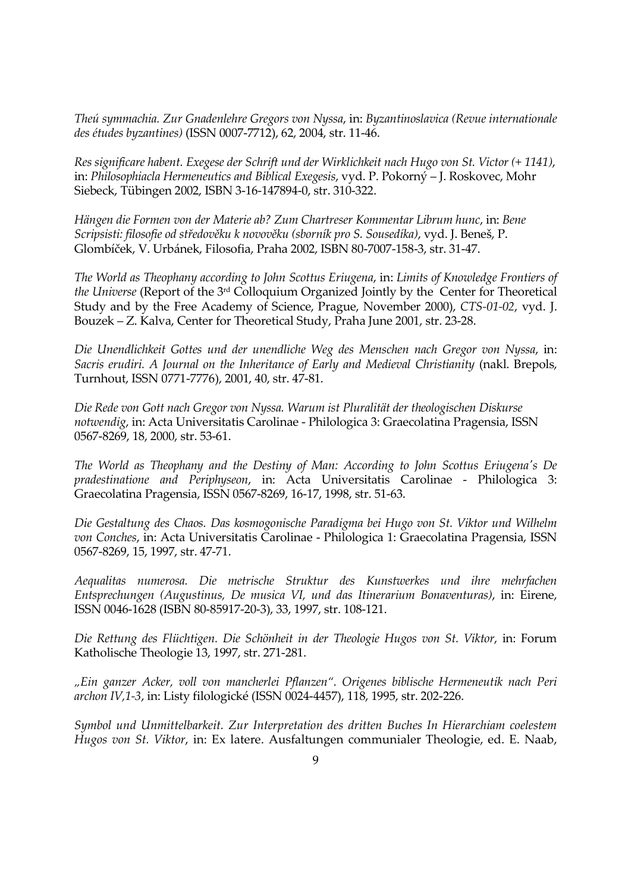*Theú symmachia. Zur Gnadenlehre Gregors von Nyssa*, in: *Byzantinoslavica (Revue internationale des études byzantines)* (ISSN 0007-7712), 62, 2004, str. 11-46.

*Res significare habent. Exegese der Schrift und der Wirklichkeit nach Hugo von St. Victor (+ 1141)*, in: *Philosophiacla Hermeneutics and Biblical Exegesis*, vyd. P. Pokorný – J. Roskovec, Mohr Siebeck, Tübingen 2002, ISBN 3-16-147894-0, str. 310-322.

*Hängen die Formen von der Materie ab? Zum Chartreser Kommentar Librum hunc*, in: *Bene Scripsisti: filosofie od středověku k novověku (sborník pro S. Sousedíka)*, vyd. J. Beneš, P. Glombíček, V. Urbánek, Filosofia, Praha 2002, ISBN 80-7007-158-3, str. 31-47.

*The World as Theophany according to John Scottus Eriugena*, in: *Limits of Knowledge Frontiers of the Universe* (Report of the 3rd Colloquium Organized Jointly by the Center for Theoretical Study and by the Free Academy of Science, Prague, November 2000), *CTS-01-02*, vyd. J. Bouzek – Z. Kalva, Center for Theoretical Study, Praha June 2001, str. 23-28.

*Die Unendlichkeit Gottes und der unendliche Weg des Menschen nach Gregor von Nyssa*, in: *Sacris erudiri. A Journal on the Inheritance of Early and Medieval Christianity* (nakl. Brepols, Turnhout, ISSN 0771-7776), 2001, 40, str. 47-81.

*Die Rede von Gott nach Gregor von Nyssa. Warum ist Pluralität der theologischen Diskurse notwendig*, in: Acta Universitatis Carolinae - Philologica 3: Graecolatina Pragensia, ISSN 0567-8269, 18, 2000, str. 53-61.

*The World as Theophany and the Destiny of Man: According to John Scottus Eriugena's De pradestinatione and Periphyseon*, in: Acta Universitatis Carolinae - Philologica 3: Graecolatina Pragensia, ISSN 0567-8269, 16-17, 1998, str. 51-63.

*Die Gestaltung des Chaos. Das kosmogonische Paradigma bei Hugo von St. Viktor und Wilhelm von Conches*, in: Acta Universitatis Carolinae - Philologica 1: Graecolatina Pragensia, ISSN 0567-8269, 15, 1997, str. 47-71.

*Aequalitas numerosa. Die metrische Struktur des Kunstwerkes und ihre mehrfachen Entsprechungen (Augustinus, De musica VI, und das Itinerarium Bonaventuras)*, in: Eirene, ISSN 0046-1628 (ISBN 80-85917-20-3), 33, 1997, str. 108-121.

*Die Rettung des Flüchtigen. Die Schönheit in der Theologie Hugos von St. Viktor*, in: Forum Katholische Theologie 13, 1997, str. 271-281.

*„Ein ganzer Acker, voll von mancherlei Pflanzen". Origenes biblische Hermeneutik nach Peri archon IV,1-3*, in: Listy filologické (ISSN 0024-4457), 118, 1995, str. 202-226.

*Symbol und Unmittelbarkeit. Zur Interpretation des dritten Buches In Hierarchiam coelestem Hugos von St. Viktor*, in: Ex latere. Ausfaltungen communialer Theologie, ed. E. Naab,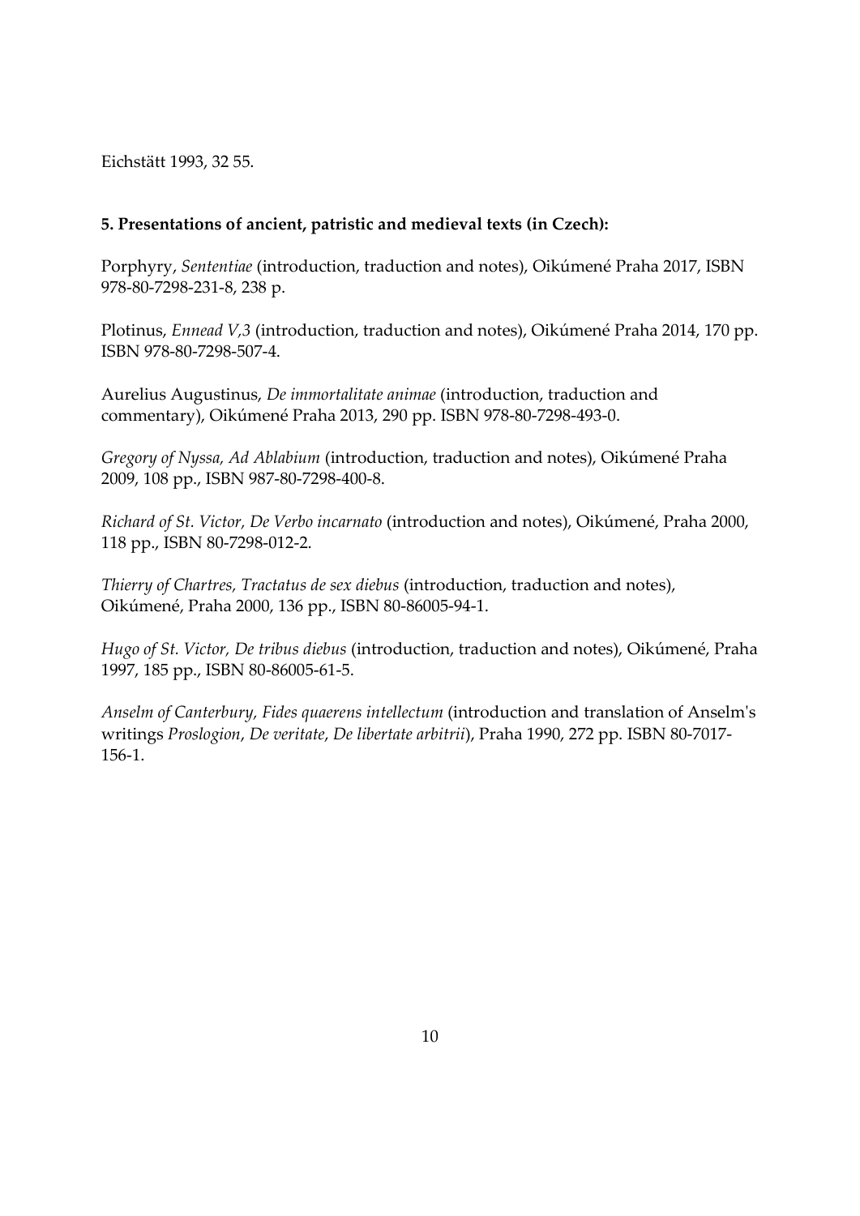Eichstätt 1993, 32 55.

**5. Presentations of ancient, patristic and medieval texts (in Czech):**

Porphyry, *Sententiae* (introduction, traduction and notes), Oikúmené Praha 2017, ISBN 978-80-7298-231-8, 238 p.

Plotinus, *Ennead V,3* (introduction, traduction and notes), Oikúmené Praha 2014, 170 pp. ISBN 978-80-7298-507-4.

Aurelius Augustinus, *De immortalitate animae* (introduction, traduction and commentary), Oikúmené Praha 2013, 290 pp. ISBN 978-80-7298-493-0.

*Gregory of Nyssa, Ad Ablabium* (introduction, traduction and notes), Oikúmené Praha 2009, 108 pp., ISBN 987-80-7298-400-8.

*Richard of St. Victor, De Verbo incarnato* (introduction and notes), Oikúmené, Praha 2000, 118 pp., ISBN 80-7298-012-2.

*Thierry of Chartres, Tractatus de sex diebus* (introduction, traduction and notes), Oikúmené, Praha 2000, 136 pp., ISBN 80-86005-94-1.

*Hugo of St. Victor, De tribus diebus* (introduction, traduction and notes), Oikúmené, Praha 1997, 185 pp., ISBN 80-86005-61-5.

*Anselm of Canterbury, Fides quaerens intellectum* (introduction and translation of Anselm's writings *Proslogion*, *De veritate*, *De libertate arbitrii*), Praha 1990, 272 pp. ISBN 80-7017-156-1.